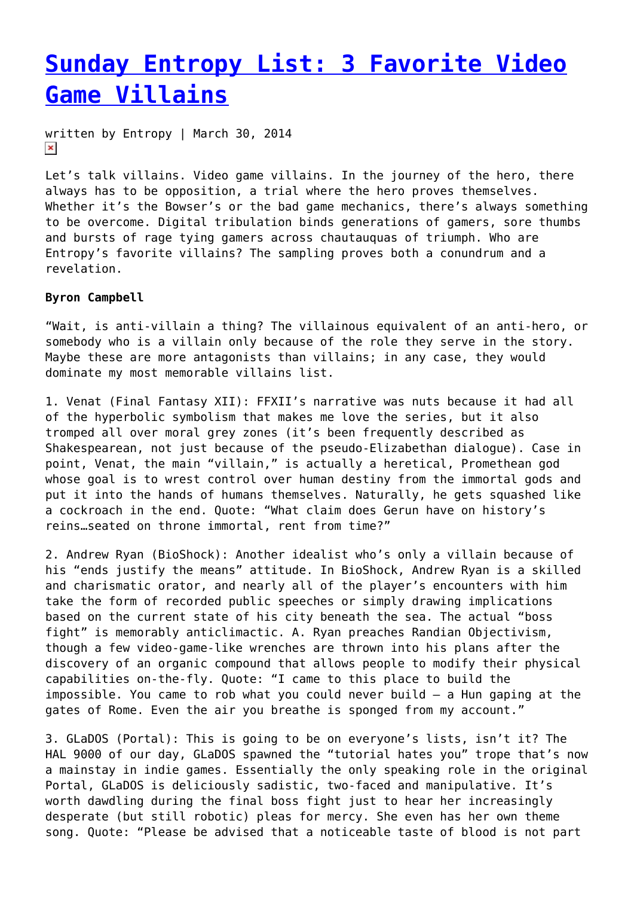# [Sunday Entropy List: 3 Favorite Video Game Villains]

written by Entropy | March 30, 2014

Let's talk villains. Video game villains. In the journey of the hero, there always has to be opposition, a trial where the hero proves themselves. Whether it's the Bowser's or the bad game mechanics, there's always something to be overcome. Digital tribulation binds generations of gamers, sore thumbs and bursts of rage tying gamers across chautauquas of triumph. Who are Entropy's favorite villains? The sampling proves both a conundrum and a revelation.

**Byron Campbell**

"Wait, is anti-villain a thing? The villainous equivalent of an anti-hero, or somebody who is a villain only because of the role they serve in the story. Maybe these are more antagonists than villains; in any case, they would dominate my most memorable villains list.

1. Venat (Final Fantasy XII): FFXII's narrative was nuts because it had all of the hyperbolic symbolism that makes me love the series, but it also tromped all over moral grey zones (it's been frequently described as Shakespearean, not just because of the pseudo-Elizabethan dialogue). Case in point, Venat, the main "villain," is actually a heretical, Promethean god whose goal is to wrest control over human destiny from the immortal gods and put it into the hands of humans themselves. Naturally, he gets squashed like a cockroach in the end. Quote: "What claim does Gerun have on history's reins…seated on throne immortal, rent from time?"

2. Andrew Ryan (BioShock): Another idealist who's only a villain because of his "ends justify the means" attitude. In BioShock, Andrew Ryan is a skilled and charismatic orator, and nearly all of the player's encounters with him take the form of recorded public speeches or simply drawing implications based on the current state of his city beneath the sea. The actual "boss fight" is memorably anticlimactic. A. Ryan preaches Randian Objectivism, though a few video-game-like wrenches are thrown into his plans after the discovery of an organic compound that allows people to modify their physical capabilities on-the-fly. Quote: "I came to this place to build the impossible. You came to rob what you could never build – a Hun gaping at the gates of Rome. Even the air you breathe is sponged from my account."

3. GLaDOS (Portal): This is going to be on everyone's lists, isn't it? The HAL 9000 of our day, GLaDOS spawned the "tutorial hates you" trope that's now a mainstay in indie games. Essentially the only speaking role in the original Portal, GLaDOS is deliciously sadistic, two-faced and manipulative. It's worth dawdling during the final boss fight just to hear her increasingly desperate (but still robotic) pleas for mercy. She even has her own theme song. Quote: "Please be advised that a noticeable taste of blood is not part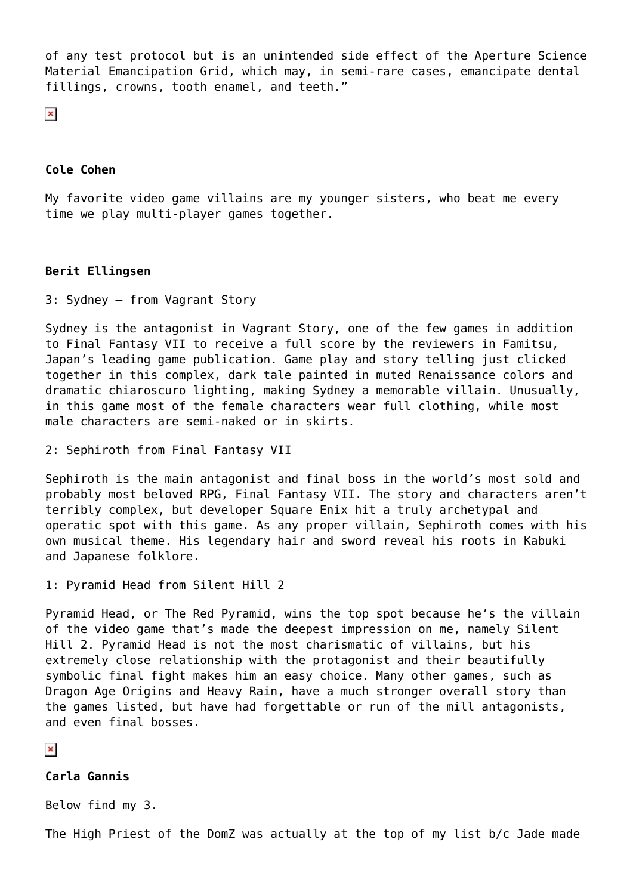of any test protocol but is an unintended side effect of the Aperture Science Material Emancipation Grid, which may, in semi-rare cases, emancipate dental fillings, crowns, tooth enamel, and teeth."

**Cole Cohen**

My favorite video game villains are my younger sisters, who beat me every time we play multi-player games together.

**Berit Ellingsen**

3: Sydney – from Vagrant Story

Sydney is the antagonist in Vagrant Story, one of the few games in addition to Final Fantasy VII to receive a full score by the reviewers in Famitsu, Japan's leading game publication. Game play and story telling just clicked together in this complex, dark tale painted in muted Renaissance colors and dramatic chiaroscuro lighting, making Sydney a memorable villain. Unusually, in this game most of the female characters wear full clothing, while most male characters are semi-naked or in skirts.

2: Sephiroth from Final Fantasy VII

Sephiroth is the main antagonist and final boss in the world's most sold and probably most beloved RPG, Final Fantasy VII. The story and characters aren't terribly complex, but developer Square Enix hit a truly archetypal and operatic spot with this game. As any proper villain, Sephiroth comes with his own musical theme. His legendary hair and sword reveal his roots in Kabuki and Japanese folklore.

1: Pyramid Head from Silent Hill 2

Pyramid Head, or The Red Pyramid, wins the top spot because he's the villain of the video game that's made the deepest impression on me, namely Silent Hill 2. Pyramid Head is not the most charismatic of villains, but his extremely close relationship with the protagonist and their beautifully symbolic final fight makes him an easy choice. Many other games, such as Dragon Age Origins and Heavy Rain, have a much stronger overall story than the games listed, but have had forgettable or run of the mill antagonists, and even final bosses.

**Carla Gannis**

Below find my 3.

The High Priest of the DomZ was actually at the top of my list b/c Jade made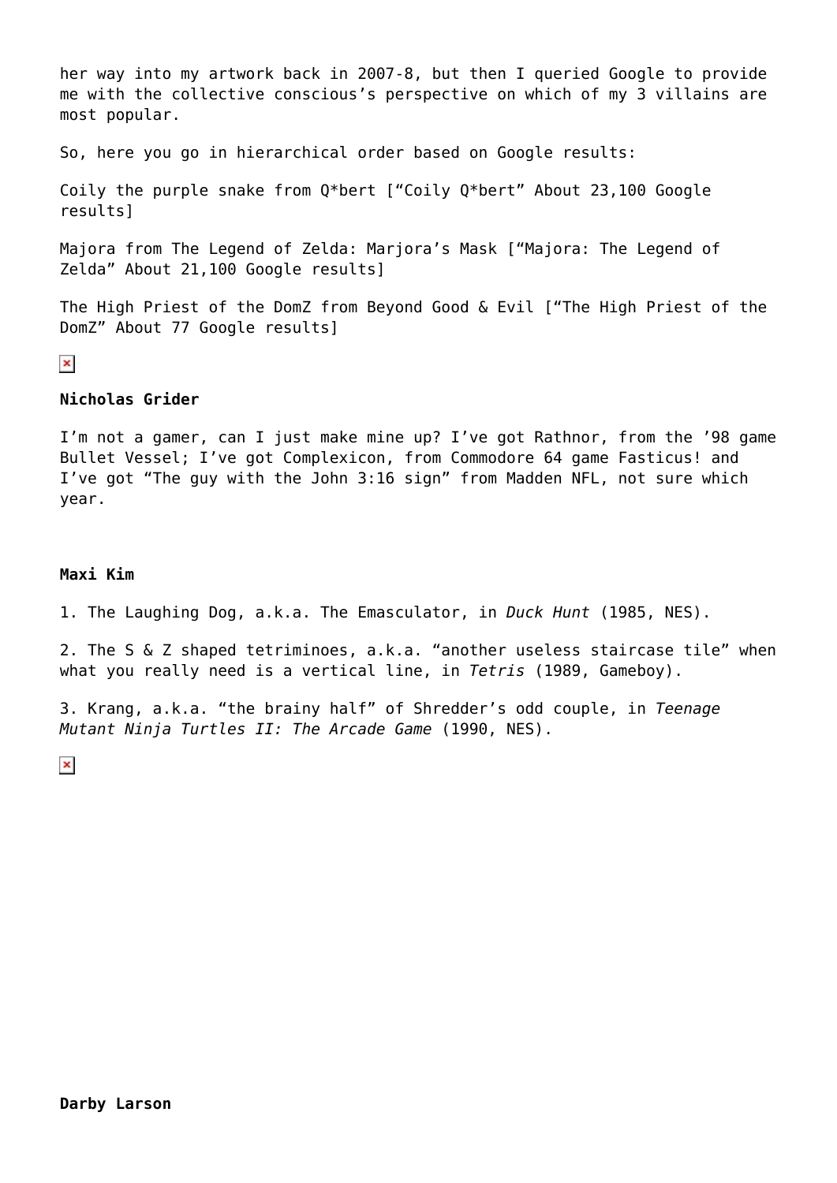her way into my artwork back in 2007-8, but then I queried Google to provide me with the collective conscious's perspective on which of my 3 villains are most popular.

So, here you go in hierarchical order based on Google results:

Coily the purple snake from Q*bert ["Coily Q*bert" About 23,100 Google results]

Majora from The Legend of Zelda: Marjora's Mask ["Majora: The Legend of Zelda" About 21,100 Google results]

The High Priest of the DomZ from Beyond Good & Evil ["The High Priest of the DomZ" About 77 Google results]

**Nicholas Grider**

I'm not a gamer, can I just make mine up? I've got Rathnor, from the '98 game Bullet Vessel; I've got Complexicon, from Commodore 64 game Fasticus! and I've got "The guy with the John 3:16 sign" from Madden NFL, not sure which year.

**Maxi Kim**

1. The Laughing Dog, a.k.a. The Emasculator, in *Duck Hunt* (1985, NES).

2. The S & Z shaped tetriminoes, a.k.a. "another useless staircase tile" when what you really need is a vertical line, in *Tetris* (1989, Gameboy).

3. Krang, a.k.a. "the brainy half" of Shredder's odd couple, in *Teenage Mutant Ninja Turtles II: The Arcade Game* (1990, NES).

**Darby Larson**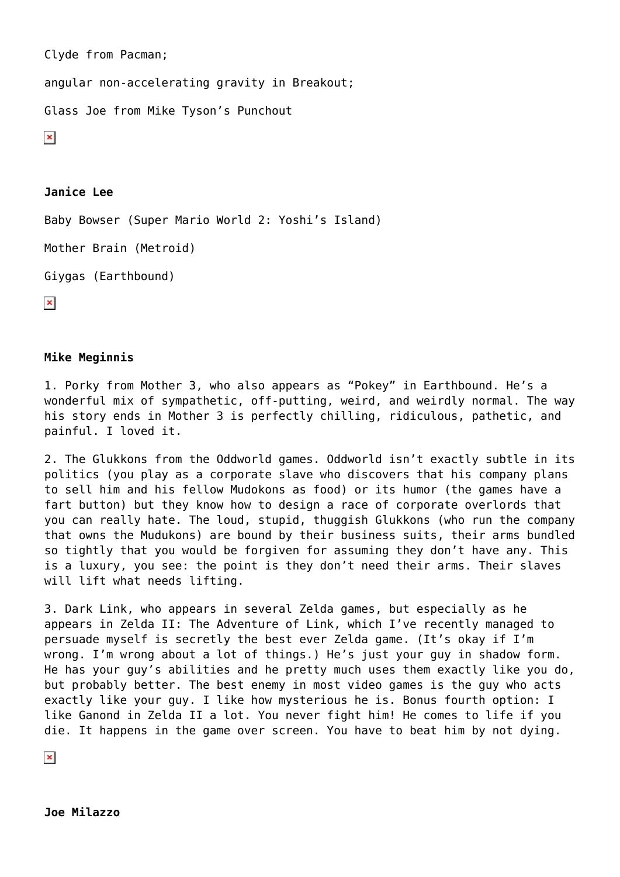Clyde from Pacman;

angular non-accelerating gravity in Breakout;

Glass Joe from Mike Tyson’s Punchout

**Janice Lee**

Baby Bowser (Super Mario World 2: Yoshi’s Island)

Mother Brain (Metroid)

Giygas (Earthbound)

**Mike Meginnis**

1. Porky from Mother 3, who also appears as “Pokey” in Earthbound. He’s a wonderful mix of sympathetic, off-putting, weird, and weirdly normal. The way his story ends in Mother 3 is perfectly chilling, ridiculous, pathetic, and painful. I loved it.

2. The Glukkons from the Oddworld games. Oddworld isn’t exactly subtle in its politics (you play as a corporate slave who discovers that his company plans to sell him and his fellow Mudokons as food) or its humor (the games have a fart button) but they know how to design a race of corporate overlords that you can really hate. The loud, stupid, thuggish Glukkons (who run the company that owns the Mudukons) are bound by their business suits, their arms bundled so tightly that you would be forgiven for assuming they don’t have any. This is a luxury, you see: the point is they don’t need their arms. Their slaves will lift what needs lifting.

3. Dark Link, who appears in several Zelda games, but especially as he appears in Zelda II: The Adventure of Link, which I’ve recently managed to persuade myself is secretly the best ever Zelda game. (It’s okay if I’m wrong. I’m wrong about a lot of things.) He’s just your guy in shadow form. He has your guy’s abilities and he pretty much uses them exactly like you do, but probably better. The best enemy in most video games is the guy who acts exactly like your guy. I like how mysterious he is. Bonus fourth option: I like Ganond in Zelda II a lot. You never fight him! He comes to life if you die. It happens in the game over screen. You have to beat him by not dying.

**Joe Milazzo**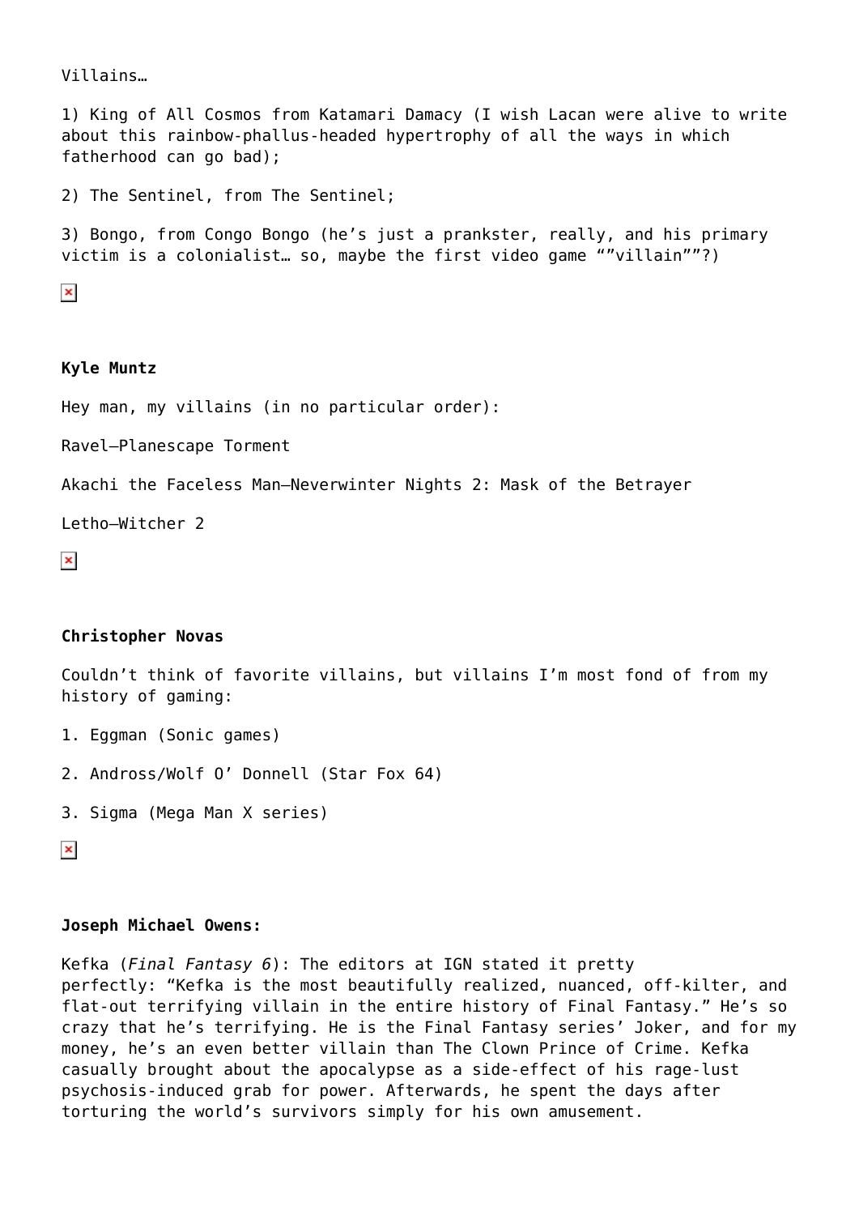Villains…

1) King of All Cosmos from Katamari Damacy (I wish Lacan were alive to write about this rainbow-phallus-headed hypertrophy of all the ways in which fatherhood can go bad);

2) The Sentinel, from The Sentinel;

3) Bongo, from Congo Bongo (he's just a prankster, really, and his primary victim is a colonialist… so, maybe the first video game ""villain""?)

**Kyle Muntz**

Hey man, my villains (in no particular order):

Ravel—Planescape Torment

Akachi the Faceless Man—Neverwinter Nights 2: Mask of the Betrayer

Letho—Witcher 2

**Christopher Novas**

Couldn't think of favorite villains, but villains I'm most fond of from my history of gaming:

1. Eggman (Sonic games)
2. Andross/Wolf O' Donnell (Star Fox 64)
3. Sigma (Mega Man X series)

**Joseph Michael Owens:**

Kefka (*Final Fantasy 6*): The editors at IGN stated it pretty perfectly: "Kefka is the most beautifully realized, nuanced, off-kilter, and flat-out terrifying villain in the entire history of Final Fantasy." He's so crazy that he's terrifying. He is the Final Fantasy series' Joker, and for my money, he's an even better villain than The Clown Prince of Crime. Kefka casually brought about the apocalypse as a side-effect of his rage-lust psychosis-induced grab for power. Afterwards, he spent the days after torturing the world's survivors simply for his own amusement.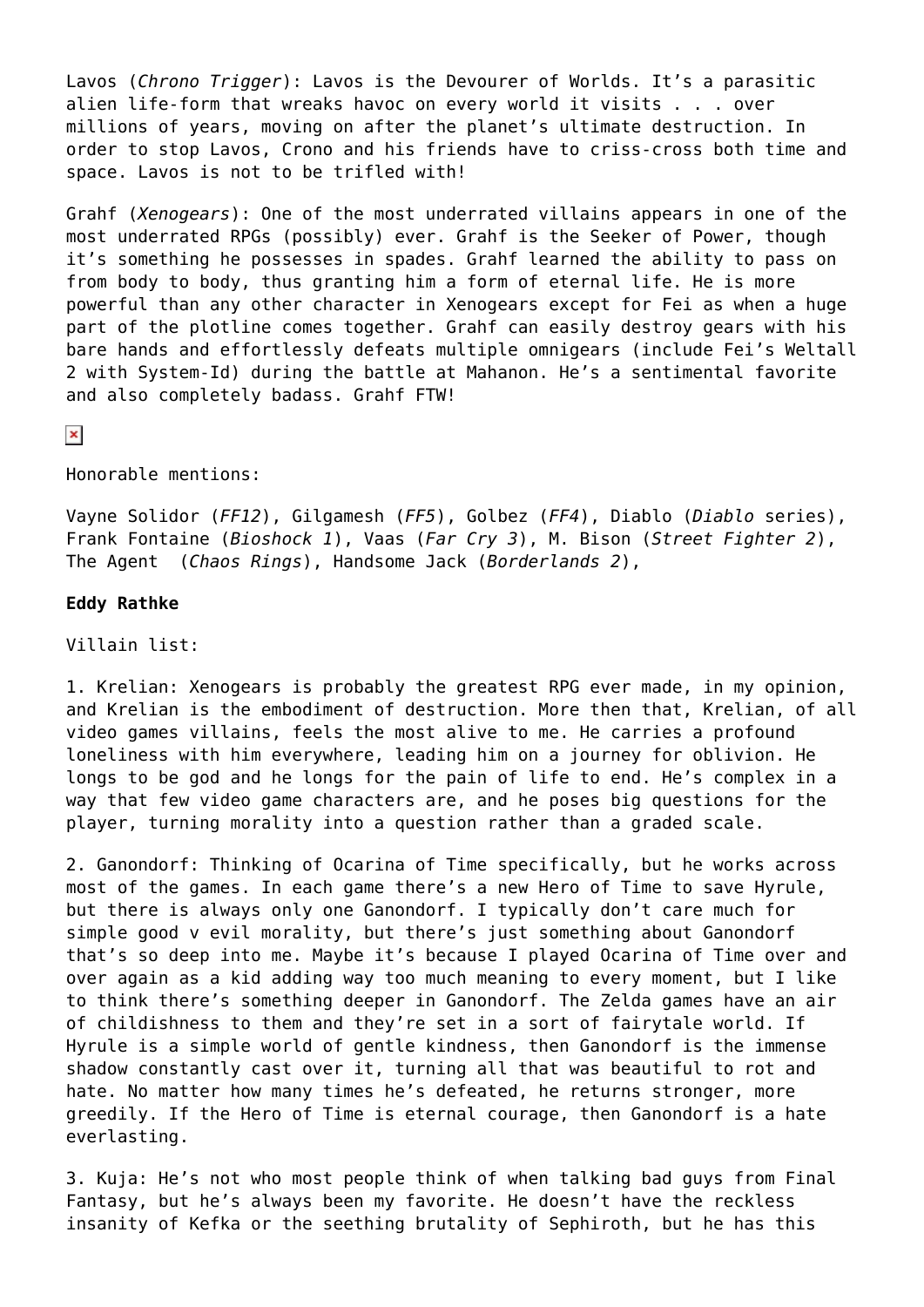Lavos (*Chrono Trigger*): Lavos is the Devourer of Worlds. It's a parasitic alien life-form that wreaks havoc on every world it visits . . . over millions of years, moving on after the planet's ultimate destruction. In order to stop Lavos, Crono and his friends have to criss-cross both time and space. Lavos is not to be trifled with!

Grahf (*Xenogears*): One of the most underrated villains appears in one of the most underrated RPGs (possibly) ever. Grahf is the Seeker of Power, though it's something he possesses in spades. Grahf learned the ability to pass on from body to body, thus granting him a form of eternal life. He is more powerful than any other character in Xenogears except for Fei as when a huge part of the plotline comes together. Grahf can easily destroy gears with his bare hands and effortlessly defeats multiple omnigears (include Fei's Weltall 2 with System-Id) during the battle at Mahanon. He's a sentimental favorite and also completely badass. Grahf FTW!

Honorable mentions:

Vayne Solidor (*FF12*), Gilgamesh (*FF5*), Golbez (*FF4*), Diablo (*Diablo* series), Frank Fontaine (*Bioshock 1*), Vaas (*Far Cry 3*), M. Bison (*Street Fighter 2*), The Agent (*Chaos Rings*), Handsome Jack (*Borderlands 2*),

**Eddy Rathke**

Villain list:

1. Krelian: Xenogears is probably the greatest RPG ever made, in my opinion, and Krelian is the embodiment of destruction. More then that, Krelian, of all video games villains, feels the most alive to me. He carries a profound loneliness with him everywhere, leading him on a journey for oblivion. He longs to be god and he longs for the pain of life to end. He's complex in a way that few video game characters are, and he poses big questions for the player, turning morality into a question rather than a graded scale.

2. Ganondorf: Thinking of Ocarina of Time specifically, but he works across most of the games. In each game there's a new Hero of Time to save Hyrule, but there is always only one Ganondorf. I typically don't care much for simple good v evil morality, but there's just something about Ganondorf that's so deep into me. Maybe it's because I played Ocarina of Time over and over again as a kid adding way too much meaning to every moment, but I like to think there's something deeper in Ganondorf. The Zelda games have an air of childishness to them and they're set in a sort of fairytale world. If Hyrule is a simple world of gentle kindness, then Ganondorf is the immense shadow constantly cast over it, turning all that was beautiful to rot and hate. No matter how many times he's defeated, he returns stronger, more greedily. If the Hero of Time is eternal courage, then Ganondorf is a hate everlasting.

3. Kuja: He's not who most people think of when talking bad guys from Final Fantasy, but he's always been my favorite. He doesn't have the reckless insanity of Kefka or the seething brutality of Sephiroth, but he has this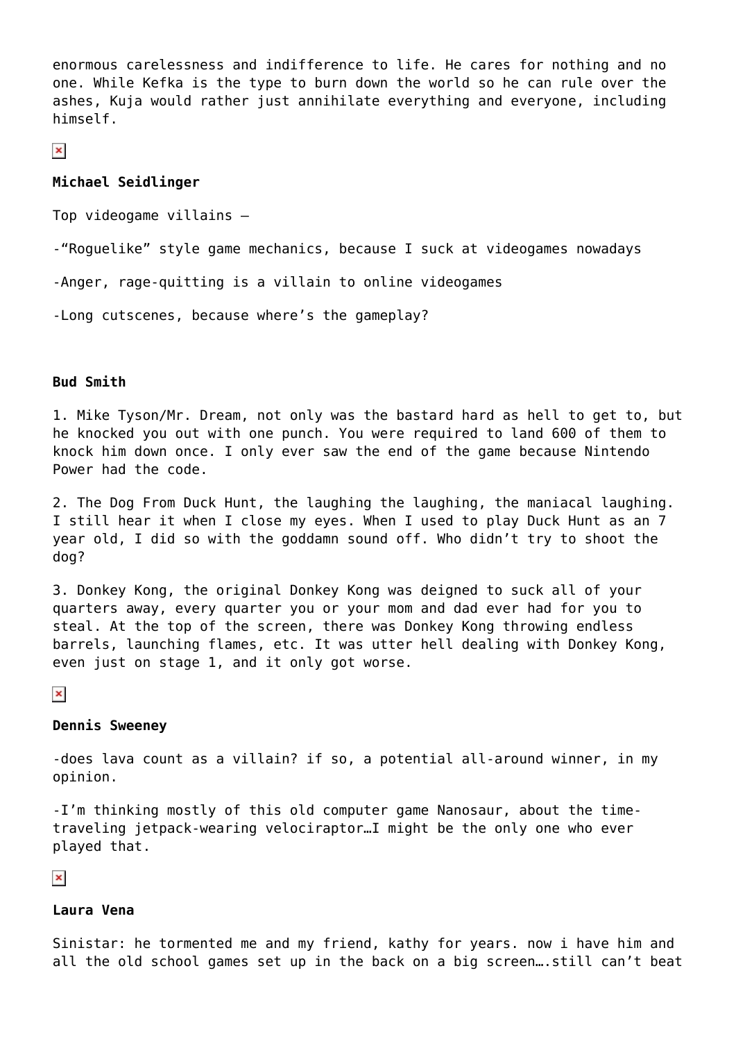enormous carelessness and indifference to life. He cares for nothing and no one. While Kefka is the type to burn down the world so he can rule over the ashes, Kuja would rather just annihilate everything and everyone, including himself.

**Michael Seidlinger**

Top videogame villains –

-"Roguelike" style game mechanics, because I suck at videogames nowadays

-Anger, rage-quitting is a villain to online videogames

-Long cutscenes, because where's the gameplay?

**Bud Smith**

1. Mike Tyson/Mr. Dream, not only was the bastard hard as hell to get to, but he knocked you out with one punch. You were required to land 600 of them to knock him down once. I only ever saw the end of the game because Nintendo Power had the code.

2. The Dog From Duck Hunt, the laughing the laughing, the maniacal laughing. I still hear it when I close my eyes. When I used to play Duck Hunt as an 7 year old, I did so with the goddamn sound off. Who didn't try to shoot the dog?

3. Donkey Kong, the original Donkey Kong was deigned to suck all of your quarters away, every quarter you or your mom and dad ever had for you to steal. At the top of the screen, there was Donkey Kong throwing endless barrels, launching flames, etc. It was utter hell dealing with Donkey Kong, even just on stage 1, and it only got worse.

**Dennis Sweeney**

-does lava count as a villain? if so, a potential all-around winner, in my opinion.

-I'm thinking mostly of this old computer game Nanosaur, about the time-traveling jetpack-wearing velociraptor…I might be the only one who ever played that.

**Laura Vena**

Sinistar: he tormented me and my friend, kathy for years. now i have him and all the old school games set up in the back on a big screen….still can't beat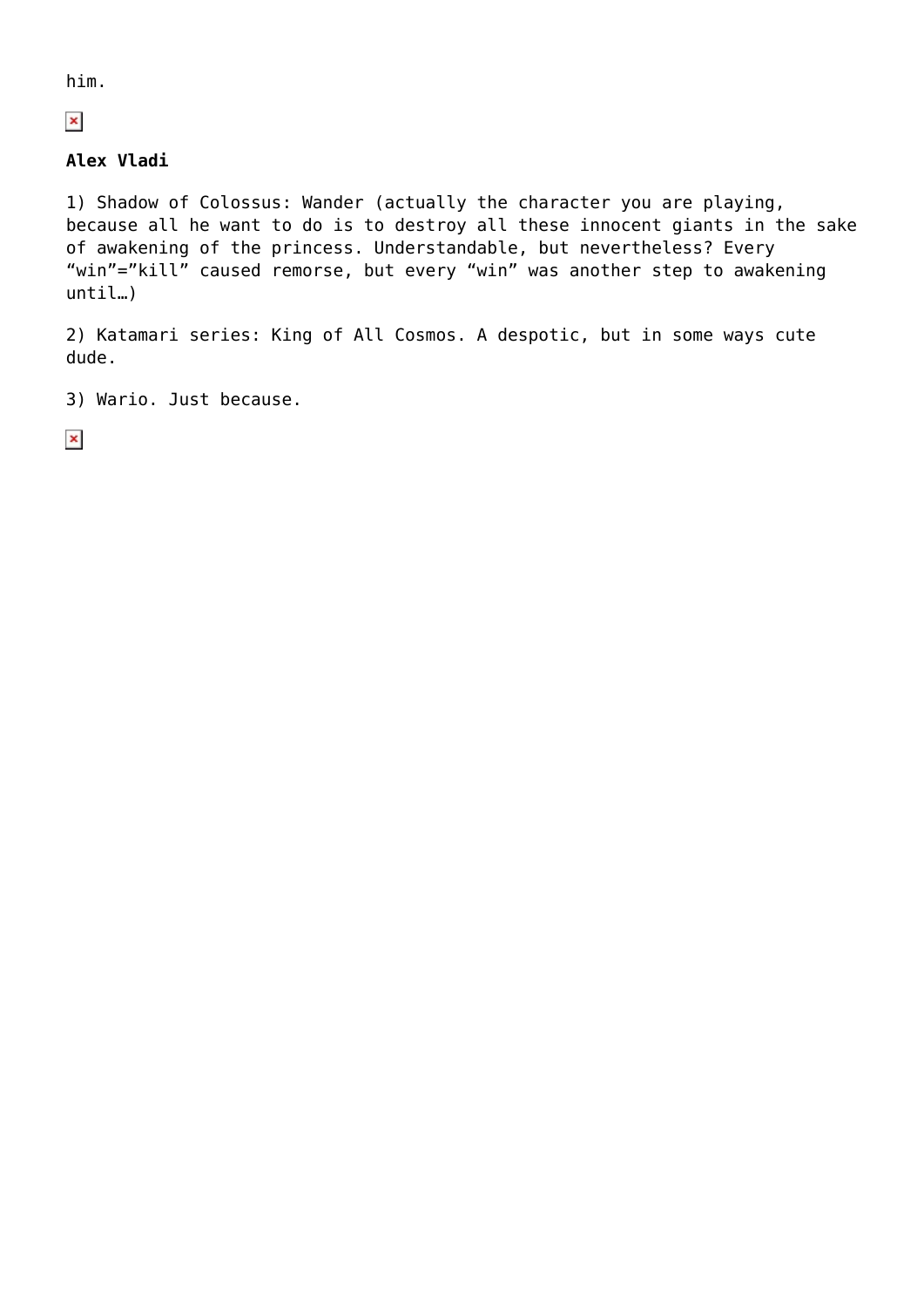him.

**Alex Vladi**

1) Shadow of Colossus: Wander (actually the character you are playing, because all he want to do is to destroy all these innocent giants in the sake of awakening of the princess. Understandable, but nevertheless? Every “win”=”kill” caused remorse, but every “win” was another step to awakening until…)

2) Katamari series: King of All Cosmos. A despotic, but in some ways cute dude.

3) Wario. Just because.